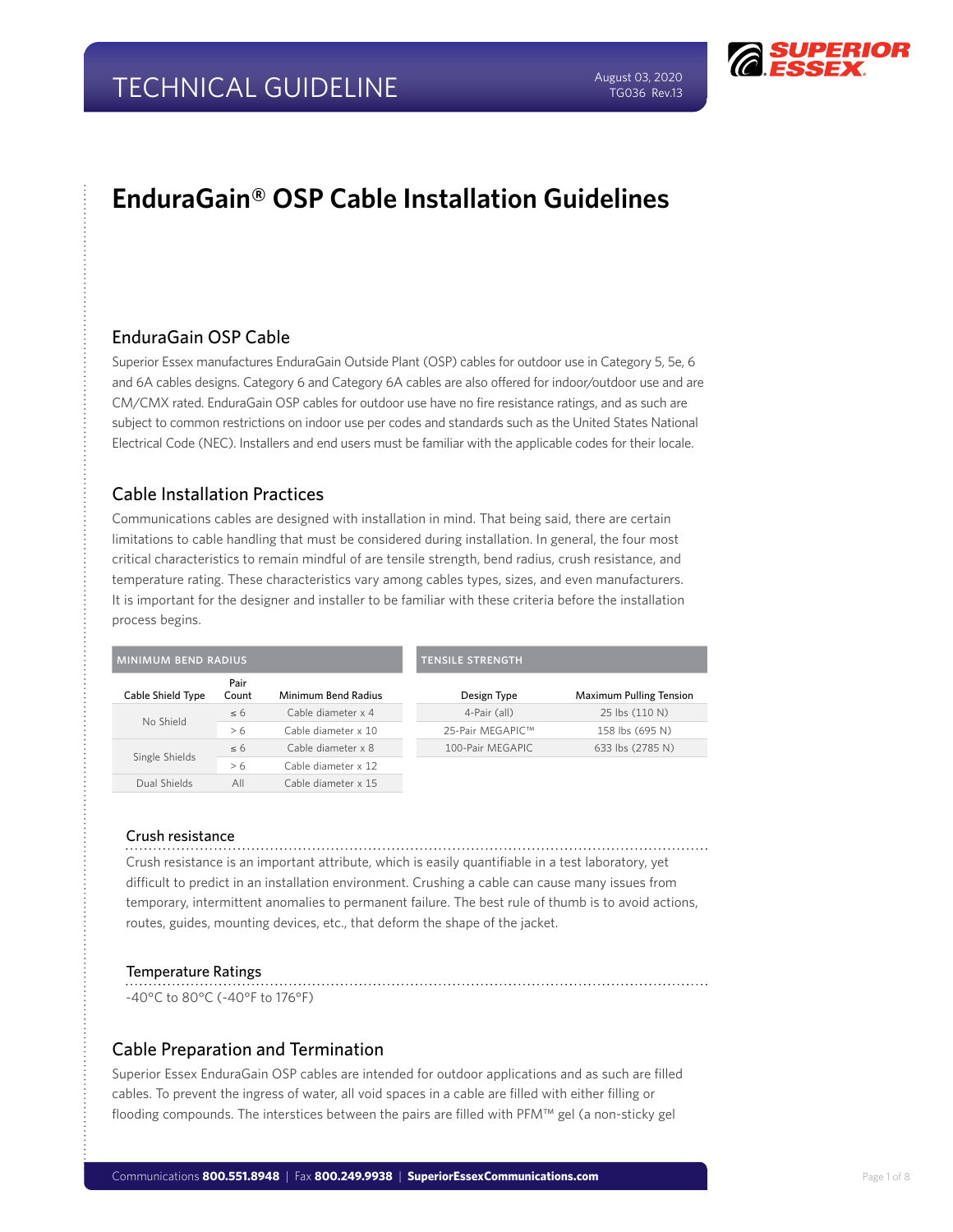# EnduraGain® OSP Cable Installation Guidelines

## EnduraGain OSP Cable

Superior Essex manufactures EnduraGain Outside Plant (OSP) cables for outdoor use in Category 5, 5e, 6 and 6A cables designs. Category 6 and Category 6A cables are also offered for indoor/outdoor use and are CM/CMX rated. EnduraGain OSP cables for outdoor use have no fire resistance ratings, and as such are subject to common restrictions on indoor use per codes and standards such as the United States National Electrical Code (NEC). Installers and end users must be familiar with the applicable codes for their locale.

## Cable Installation Practices

Communications cables are designed with installation in mind. That being said, there are certain limitations to cable handling that must be considered during installation. In general, the four most critical characteristics to remain mindful of are tensile strength, bend radius, crush resistance, and temperature rating. These characteristics vary among cables types, sizes, and even manufacturers. It is important for the designer and installer to be familiar with these criteria before the installation process begins.

**MINIMUM BEND RADIUS**

| Cable Shield Type | Pair Count | Minimum Bend Radius |
| --- | --- | --- |
| No Shield | ≤ 6 | Cable diameter x 4 |
| | > 6 | Cable diameter x 10 |
| Single Shields | ≤ 6 | Cable diameter x 8 |
| | > 6 | Cable diameter x 12 |
| Dual Shields | All | Cable diameter x 15 |

**TENSILE STRENGTH**

| Design Type | Maximum Pulling Tension |
| --- | --- |
| 4-Pair (all) | 25 lbs (110 N) |
| 25-Pair MEGAPIC™ | 158 lbs (695 N) |
| 100-Pair MEGAPIC | 633 lbs (2785 N) |

### Crush resistance

Crush resistance is an important attribute, which is easily quantifiable in a test laboratory, yet difficult to predict in an installation environment. Crushing a cable can cause many issues from temporary, intermittent anomalies to permanent failure. The best rule of thumb is to avoid actions, routes, guides, mounting devices, etc., that deform the shape of the jacket.

### Temperature Ratings

-40°C to 80°C (-40°F to 176°F)

## Cable Preparation and Termination

Superior Essex EnduraGain OSP cables are intended for outdoor applications and as such are filled cables. To prevent the ingress of water, all void spaces in a cable are filled with either filling or flooding compounds. The interstices between the pairs are filled with PFM™ gel (a non-sticky gel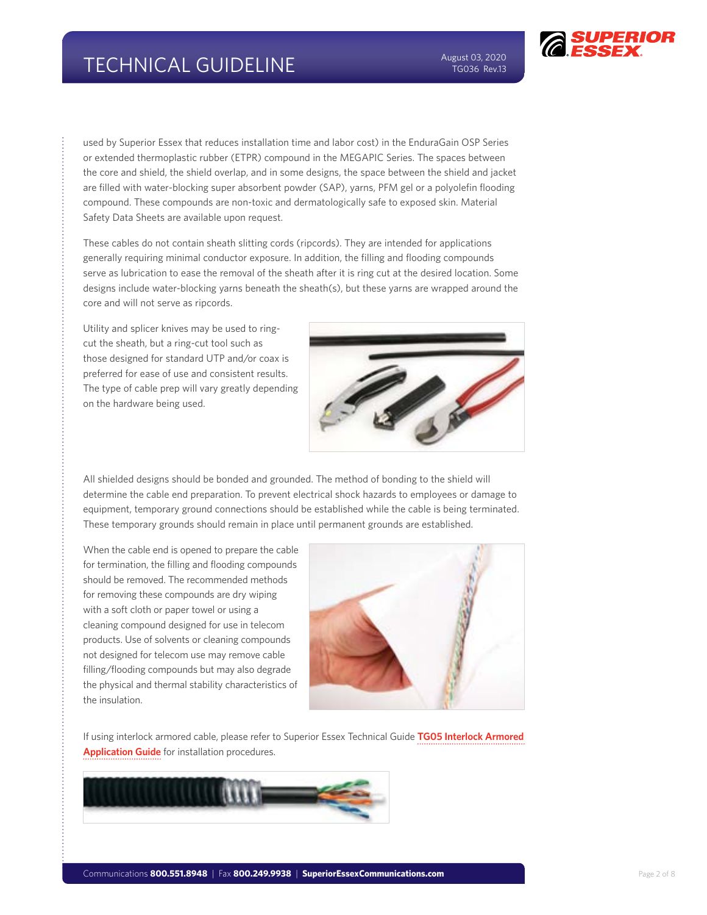used by Superior Essex that reduces installation time and labor cost) in the EnduraGain OSP Series or extended thermoplastic rubber (ETPR) compound in the MEGAPIC Series. The spaces between the core and shield, the shield overlap, and in some designs, the space between the shield and jacket are filled with water-blocking super absorbent powder (SAP), yarns, PFM gel or a polyolefin flooding compound. These compounds are non-toxic and dermatologically safe to exposed skin. Material Safety Data Sheets are available upon request.

These cables do not contain sheath slitting cords (ripcords). They are intended for applications generally requiring minimal conductor exposure. In addition, the filling and flooding compounds serve as lubrication to ease the removal of the sheath after it is ring cut at the desired location. Some designs include water-blocking yarns beneath the sheath(s), but these yarns are wrapped around the core and will not serve as ripcords.

Utility and splicer knives may be used to ring-cut the sheath, but a ring-cut tool such as those designed for standard UTP and/or coax is preferred for ease of use and consistent results. The type of cable prep will vary greatly depending on the hardware being used.

All shielded designs should be bonded and grounded. The method of bonding to the shield will determine the cable end preparation. To prevent electrical shock hazards to employees or damage to equipment, temporary ground connections should be established while the cable is being terminated. These temporary grounds should remain in place until permanent grounds are established.

When the cable end is opened to prepare the cable for termination, the filling and flooding compounds should be removed. The recommended methods for removing these compounds are dry wiping with a soft cloth or paper towel or using a cleaning compound designed for use in telecom products. Use of solvents or cleaning compounds not designed for telecom use may remove cable filling/flooding compounds but may also degrade the physical and thermal stability characteristics of the insulation.

If using interlock armored cable, please refer to Superior Essex Technical Guide **TG05 Interlock Armored Application Guide** for installation procedures.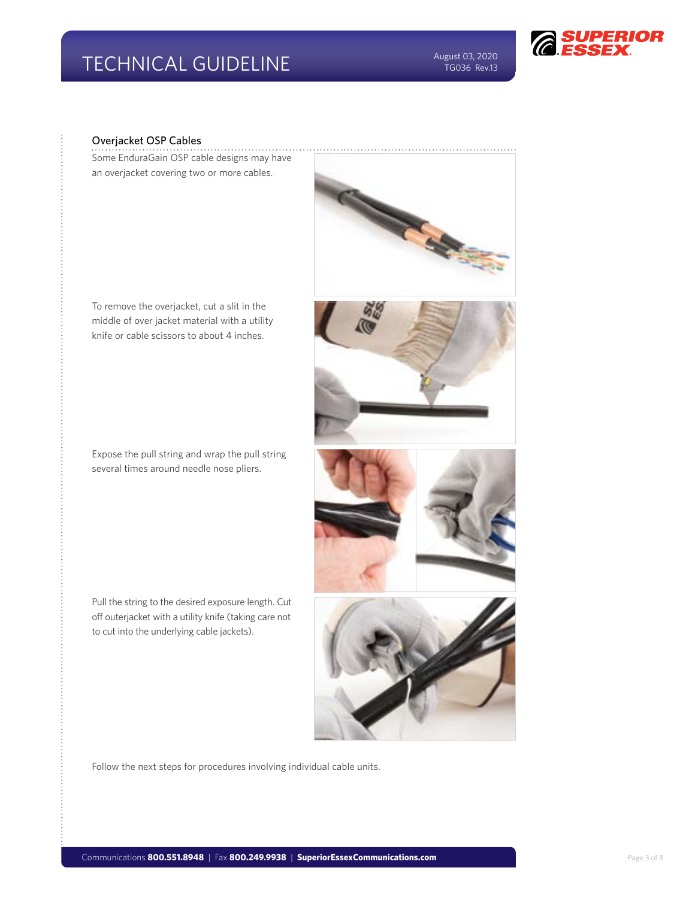## Overjacket OSP Cables

Some EnduraGain OSP cable designs may have an overjacket covering two or more cables.

To remove the overjacket, cut a slit in the middle of over jacket material with a utility knife or cable scissors to about 4 inches.

Expose the pull string and wrap the pull string several times around needle nose pliers.

Pull the string to the desired exposure length. Cut off outerjacket with a utility knife (taking care not to cut into the underlying cable jackets).

Follow the next steps for procedures involving individual cable units.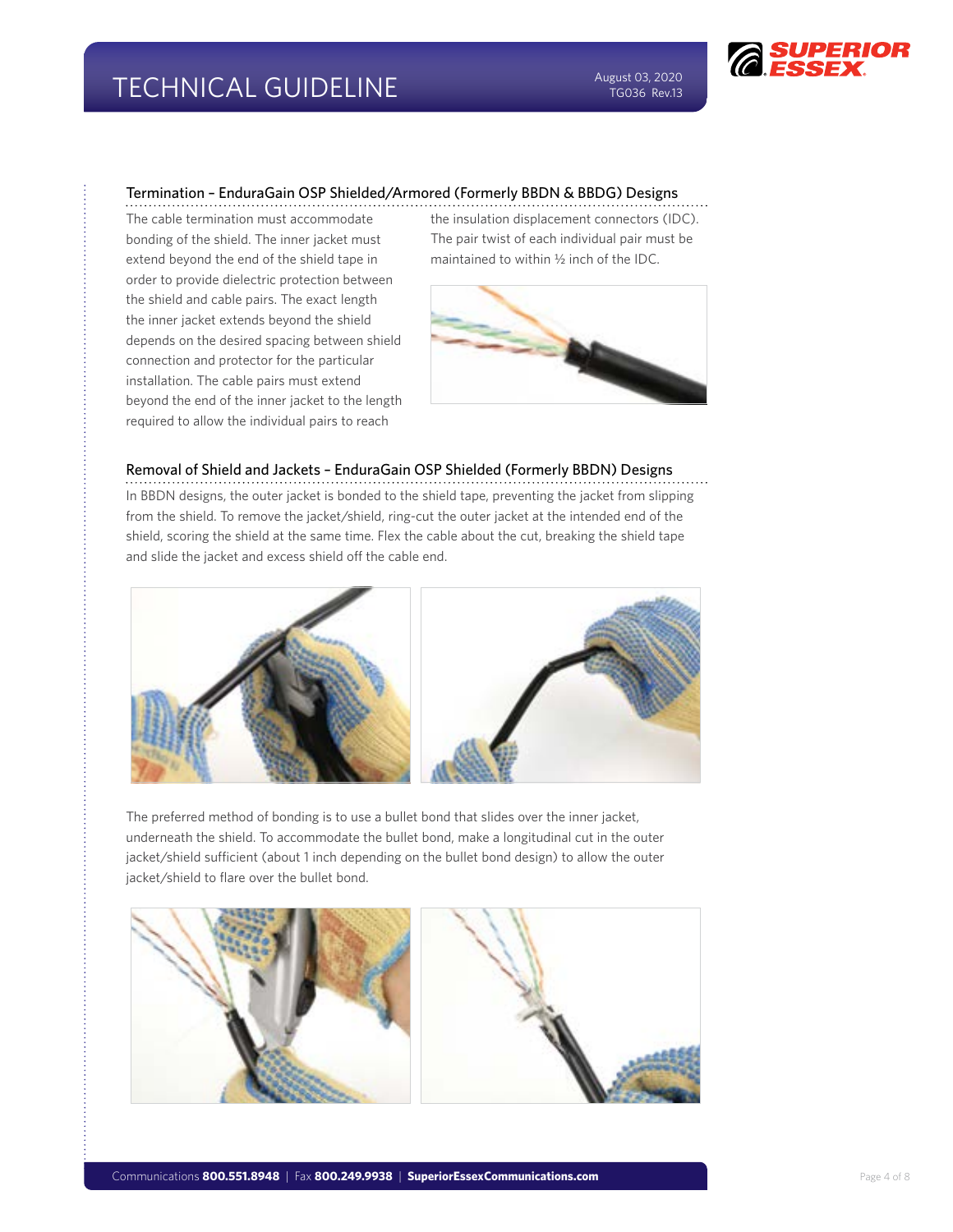## Termination – EnduraGain OSP Shielded/Armored (Formerly BBDN & BBDG) Designs

The cable termination must accommodate bonding of the shield. The inner jacket must extend beyond the end of the shield tape in order to provide dielectric protection between the shield and cable pairs. The exact length the inner jacket extends beyond the shield depends on the desired spacing between shield connection and protector for the particular installation. The cable pairs must extend beyond the end of the inner jacket to the length required to allow the individual pairs to reach the insulation displacement connectors (IDC). The pair twist of each individual pair must be maintained to within ½ inch of the IDC.

## Removal of Shield and Jackets – EnduraGain OSP Shielded (Formerly BBDN) Designs

In BBDN designs, the outer jacket is bonded to the shield tape, preventing the jacket from slipping from the shield. To remove the jacket/shield, ring-cut the outer jacket at the intended end of the shield, scoring the shield at the same time. Flex the cable about the cut, breaking the shield tape and slide the jacket and excess shield off the cable end.

The preferred method of bonding is to use a bullet bond that slides over the inner jacket, underneath the shield. To accommodate the bullet bond, make a longitudinal cut in the outer jacket/shield sufficient (about 1 inch depending on the bullet bond design) to allow the outer jacket/shield to flare over the bullet bond.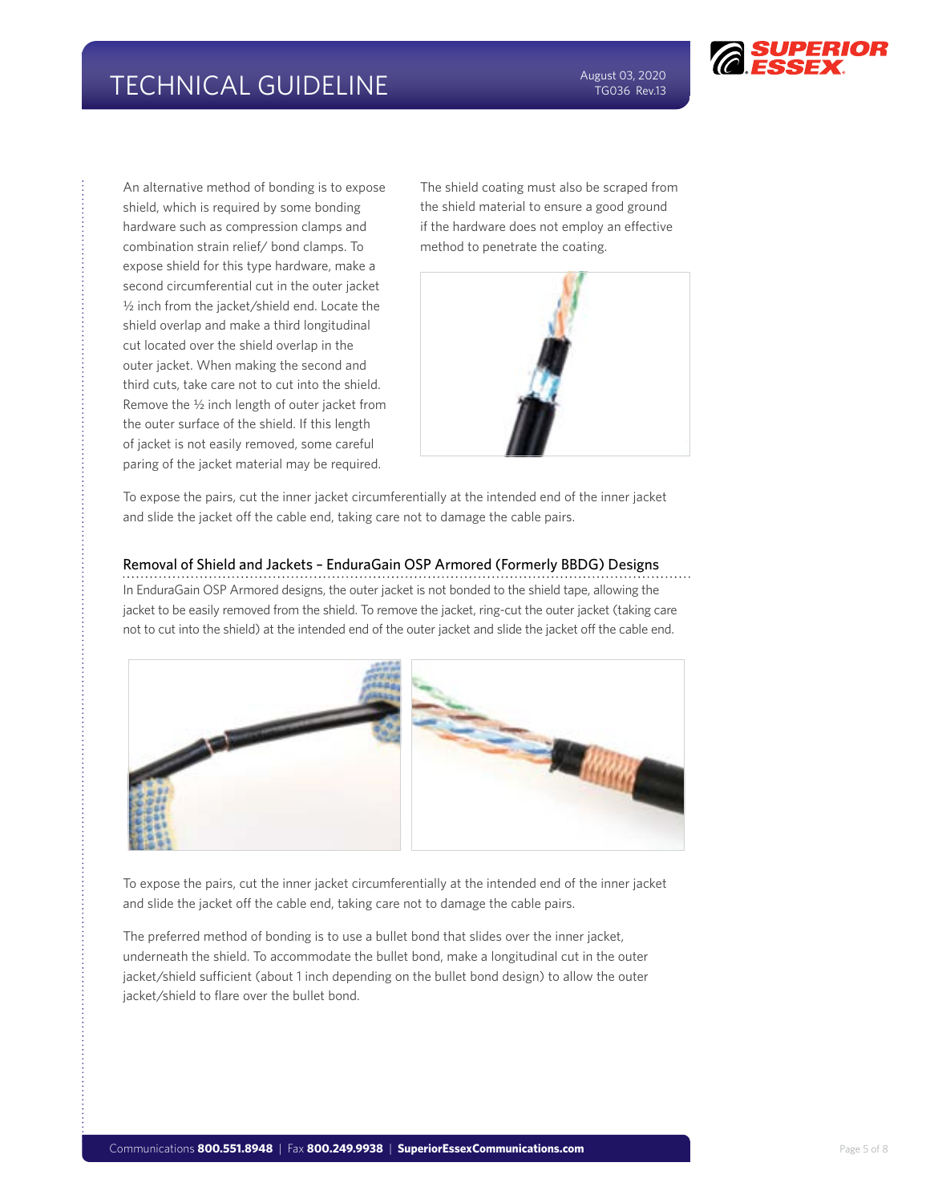An alternative method of bonding is to expose shield, which is required by some bonding hardware such as compression clamps and combination strain relief/ bond clamps. To expose shield for this type hardware, make a second circumferential cut in the outer jacket ½ inch from the jacket/shield end. Locate the shield overlap and make a third longitudinal cut located over the shield overlap in the outer jacket. When making the second and third cuts, take care not to cut into the shield. Remove the ½ inch length of outer jacket from the outer surface of the shield. If this length of jacket is not easily removed, some careful paring of the jacket material may be required.

The shield coating must also be scraped from the shield material to ensure a good ground if the hardware does not employ an effective method to penetrate the coating.

To expose the pairs, cut the inner jacket circumferentially at the intended end of the inner jacket and slide the jacket off the cable end, taking care not to damage the cable pairs.

## Removal of Shield and Jackets – EnduraGain OSP Armored (Formerly BBDG) Designs

In EnduraGain OSP Armored designs, the outer jacket is not bonded to the shield tape, allowing the jacket to be easily removed from the shield. To remove the jacket, ring-cut the outer jacket (taking care not to cut into the shield) at the intended end of the outer jacket and slide the jacket off the cable end.

To expose the pairs, cut the inner jacket circumferentially at the intended end of the inner jacket and slide the jacket off the cable end, taking care not to damage the cable pairs.

The preferred method of bonding is to use a bullet bond that slides over the inner jacket, underneath the shield. To accommodate the bullet bond, make a longitudinal cut in the outer jacket/shield sufficient (about 1 inch depending on the bullet bond design) to allow the outer jacket/shield to flare over the bullet bond.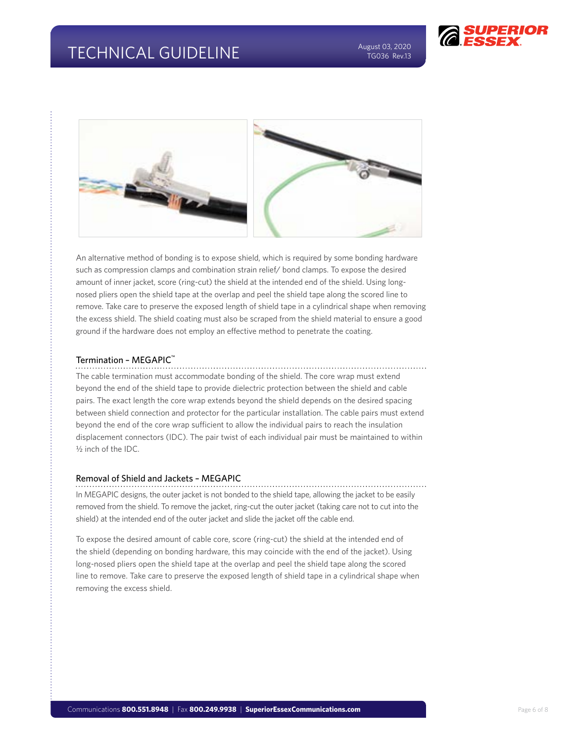An alternative method of bonding is to expose shield, which is required by some bonding hardware such as compression clamps and combination strain relief/ bond clamps. To expose the desired amount of inner jacket, score (ring-cut) the shield at the intended end of the shield. Using long-nosed pliers open the shield tape at the overlap and peel the shield tape along the scored line to remove. Take care to preserve the exposed length of shield tape in a cylindrical shape when removing the excess shield. The shield coating must also be scraped from the shield material to ensure a good ground if the hardware does not employ an effective method to penetrate the coating.

## Termination – MEGAPIC™

The cable termination must accommodate bonding of the shield. The core wrap must extend beyond the end of the shield tape to provide dielectric protection between the shield and cable pairs. The exact length the core wrap extends beyond the shield depends on the desired spacing between shield connection and protector for the particular installation. The cable pairs must extend beyond the end of the core wrap sufficient to allow the individual pairs to reach the insulation displacement connectors (IDC). The pair twist of each individual pair must be maintained to within ½ inch of the IDC.

## Removal of Shield and Jackets – MEGAPIC

In MEGAPIC designs, the outer jacket is not bonded to the shield tape, allowing the jacket to be easily removed from the shield. To remove the jacket, ring-cut the outer jacket (taking care not to cut into the shield) at the intended end of the outer jacket and slide the jacket off the cable end.

To expose the desired amount of cable core, score (ring-cut) the shield at the intended end of the shield (depending on bonding hardware, this may coincide with the end of the jacket). Using long-nosed pliers open the shield tape at the overlap and peel the shield tape along the scored line to remove. Take care to preserve the exposed length of shield tape in a cylindrical shape when removing the excess shield.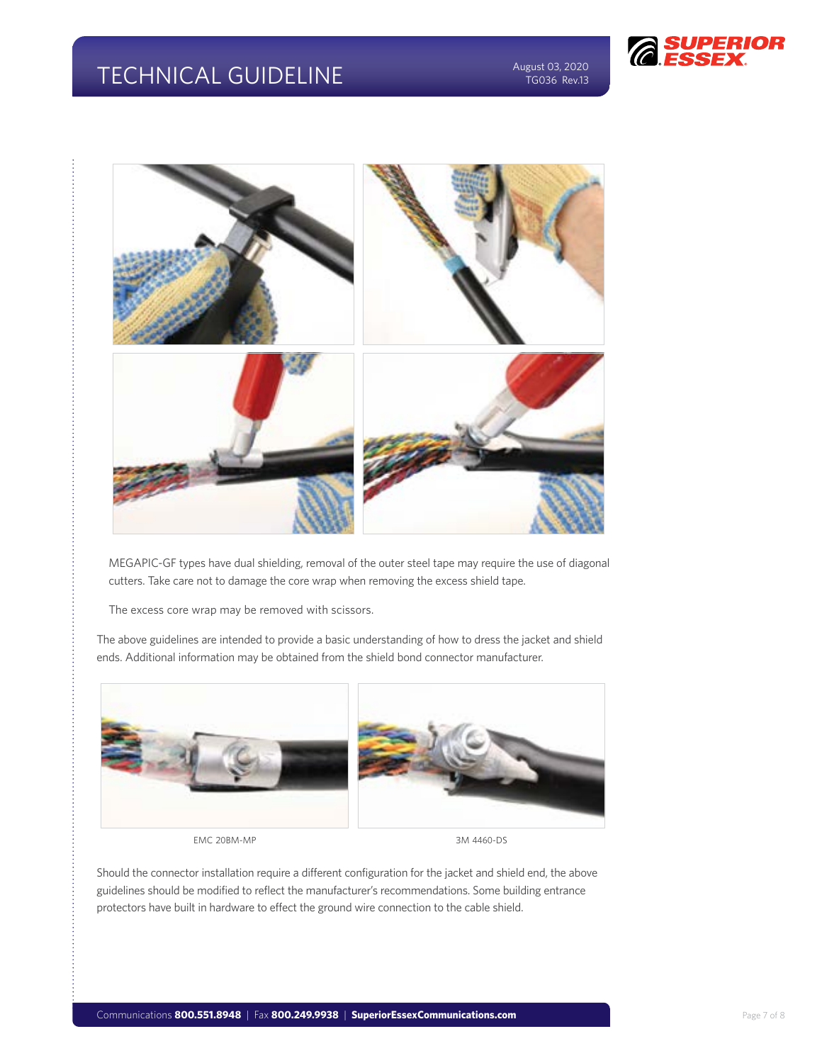MEGAPIC-GF types have dual shielding, removal of the outer steel tape may require the use of diagonal cutters. Take care not to damage the core wrap when removing the excess shield tape.

The excess core wrap may be removed with scissors.

The above guidelines are intended to provide a basic understanding of how to dress the jacket and shield ends. Additional information may be obtained from the shield bond connector manufacturer.

EMC 20BM-MP

3M 4460-DS

Should the connector installation require a different configuration for the jacket and shield end, the above guidelines should be modified to reflect the manufacturer's recommendations. Some building entrance protectors have built in hardware to effect the ground wire connection to the cable shield.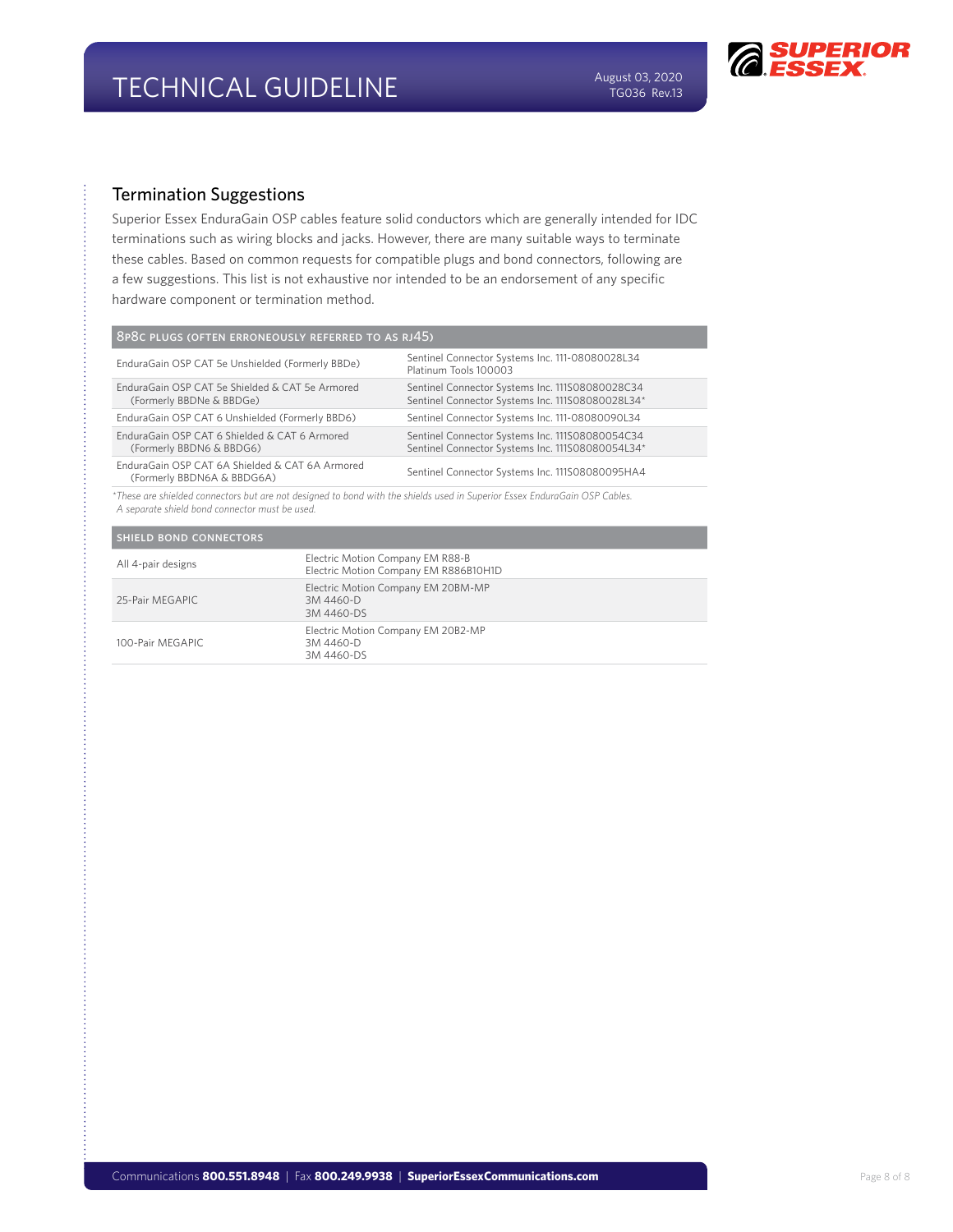## Termination Suggestions

Superior Essex EnduraGain OSP cables feature solid conductors which are generally intended for IDC terminations such as wiring blocks and jacks. However, there are many suitable ways to terminate these cables. Based on common requests for compatible plugs and bond connectors, following are a few suggestions. This list is not exhaustive nor intended to be an endorsement of any specific hardware component or termination method.

| 8P8C PLUGS (OFTEN ERRONEOUSLY REFERRED TO AS RJ45) | |
|---|---|
| EnduraGain OSP CAT 5e Unshielded (Formerly BBDe) | Sentinel Connector Systems Inc. 111-08080028L34<br>Platinum Tools 100003 |
| EnduraGain OSP CAT 5e Shielded & CAT 5e Armored (Formerly BBDNe & BBDGe) | Sentinel Connector Systems Inc. 111S08080028C34<br>Sentinel Connector Systems Inc. 111S08080028L34* |
| EnduraGain OSP CAT 6 Unshielded (Formerly BBD6) | Sentinel Connector Systems Inc. 111-08080090L34 |
| EnduraGain OSP CAT 6 Shielded & CAT 6 Armored (Formerly BBDN6 & BBDG6) | Sentinel Connector Systems Inc. 111S08080054C34<br>Sentinel Connector Systems Inc. 111S08080054L34* |
| EnduraGain OSP CAT 6A Shielded & CAT 6A Armored (Formerly BBDN6A & BBDG6A) | Sentinel Connector Systems Inc. 111S08080095HA4 |

*\*These are shielded connectors but are not designed to bond with the shields used in Superior Essex EnduraGain OSP Cables. A separate shield bond connector must be used.*

| SHIELD BOND CONNECTORS | |
|---|---|
| All 4-pair designs | Electric Motion Company EM R88-B<br>Electric Motion Company EM R886B10H1D |
| 25-Pair MEGAPIC | Electric Motion Company EM 20BM-MP<br>3M 4460-D<br>3M 4460-DS |
| 100-Pair MEGAPIC | Electric Motion Company EM 20B2-MP<br>3M 4460-D<br>3M 4460-DS |